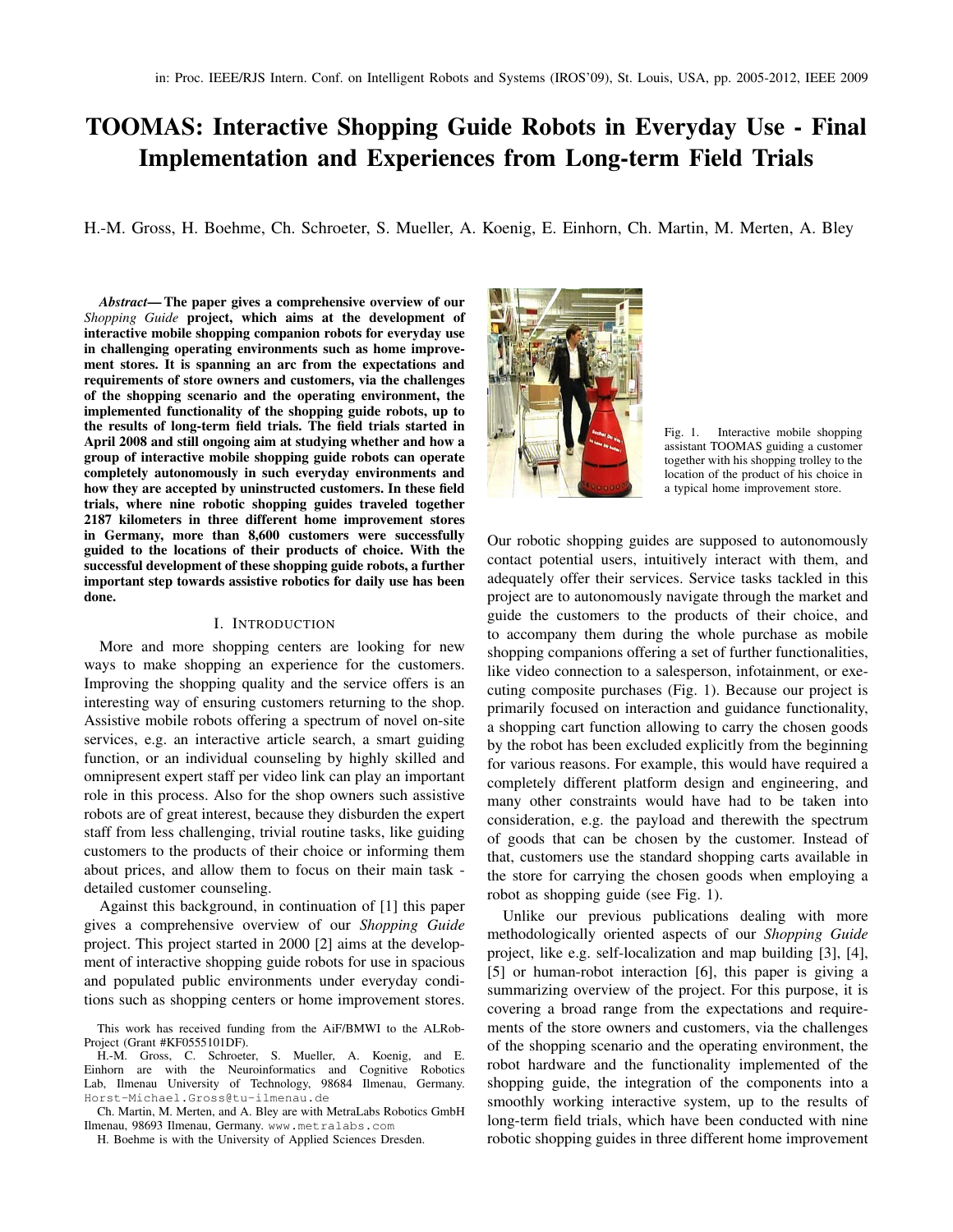# TOOMAS: Interactive Shopping Guide Robots in Everyday Use - Final Implementation and Experiences from Long-term Field Trials

H.-M. Gross, H. Boehme, Ch. Schroeter, S. Mueller, A. Koenig, E. Einhorn, Ch. Martin, M. Merten, A. Bley

***Abstract*— The paper gives a comprehensive overview of our *Shopping Guide* project, which aims at the development of interactive mobile shopping companion robots for everyday use in challenging operating environments such as home improvement stores. It is spanning an arc from the expectations and requirements of store owners and customers, via the challenges of the shopping scenario and the operating environment, the implemented functionality of the shopping guide robots, up to the results of long-term field trials. The field trials started in April 2008 and still ongoing aim at studying whether and how a group of interactive mobile shopping guide robots can operate completely autonomously in such everyday environments and how they are accepted by uninstructed customers. In these field trials, where nine robotic shopping guides traveled together 2187 kilometers in three different home improvement stores in Germany, more than 8,600 customers were successfully guided to the locations of their products of choice. With the successful development of these shopping guide robots, a further important step towards assistive robotics for daily use has been done.**

## I. Introduction

More and more shopping centers are looking for new ways to make shopping an experience for the customers. Improving the shopping quality and the service offers is an interesting way of ensuring customers returning to the shop. Assistive mobile robots offering a spectrum of novel on-site services, e.g. an interactive article search, a smart guiding function, or an individual counseling by highly skilled and omnipresent expert staff per video link can play an important role in this process. Also for the shop owners such assistive robots are of great interest, because they disburden the expert staff from less challenging, trivial routine tasks, like guiding customers to the products of their choice or informing them about prices, and allow them to focus on their main task - detailed customer counseling.

Against this background, in continuation of [1] this paper gives a comprehensive overview of our *Shopping Guide* project. This project started in 2000 [2] aims at the development of interactive shopping guide robots for use in spacious and populated public environments under everyday conditions such as shopping centers or home improvement stores.

This work has received funding from the AiF/BMWI to the ALRob-Project (Grant #KF0555101DF).

H.-M. Gross, C. Schroeter, S. Mueller, A. Koenig, and E. Einhorn are with the Neuroinformatics and Cognitive Robotics Lab, Ilmenau University of Technology, 98684 Ilmenau, Germany. Horst-Michael.Gross@tu-ilmenau.de

Ch. Martin, M. Merten, and A. Bley are with MetraLabs Robotics GmbH Ilmenau, 98693 Ilmenau, Germany. www.metralabs.com

H. Boehme is with the University of Applied Sciences Dresden.

Fig. 1. Interactive mobile shopping assistant TOOMAS guiding a customer together with his shopping trolley to the location of the product of his choice in a typical home improvement store.

Our robotic shopping guides are supposed to autonomously contact potential users, intuitively interact with them, and adequately offer their services. Service tasks tackled in this project are to autonomously navigate through the market and guide the customers to the products of their choice, and to accompany them during the whole purchase as mobile shopping companions offering a set of further functionalities, like video connection to a salesperson, infotainment, or executing composite purchases (Fig. 1). Because our project is primarily focused on interaction and guidance functionality, a shopping cart function allowing to carry the chosen goods by the robot has been excluded explicitly from the beginning for various reasons. For example, this would have required a completely different platform design and engineering, and many other constraints would have had to be taken into consideration, e.g. the payload and therewith the spectrum of goods that can be chosen by the customer. Instead of that, customers use the standard shopping carts available in the store for carrying the chosen goods when employing a robot as shopping guide (see Fig. 1).

Unlike our previous publications dealing with more methodologically oriented aspects of our *Shopping Guide* project, like e.g. self-localization and map building [3], [4], [5] or human-robot interaction [6], this paper is giving a summarizing overview of the project. For this purpose, it is covering a broad range from the expectations and requirements of the store owners and customers, via the challenges of the shopping scenario and the operating environment, the robot hardware and the functionality implemented of the shopping guide, the integration of the components into a smoothly working interactive system, up to the results of long-term field trials, which have been conducted with nine robotic shopping guides in three different home improvement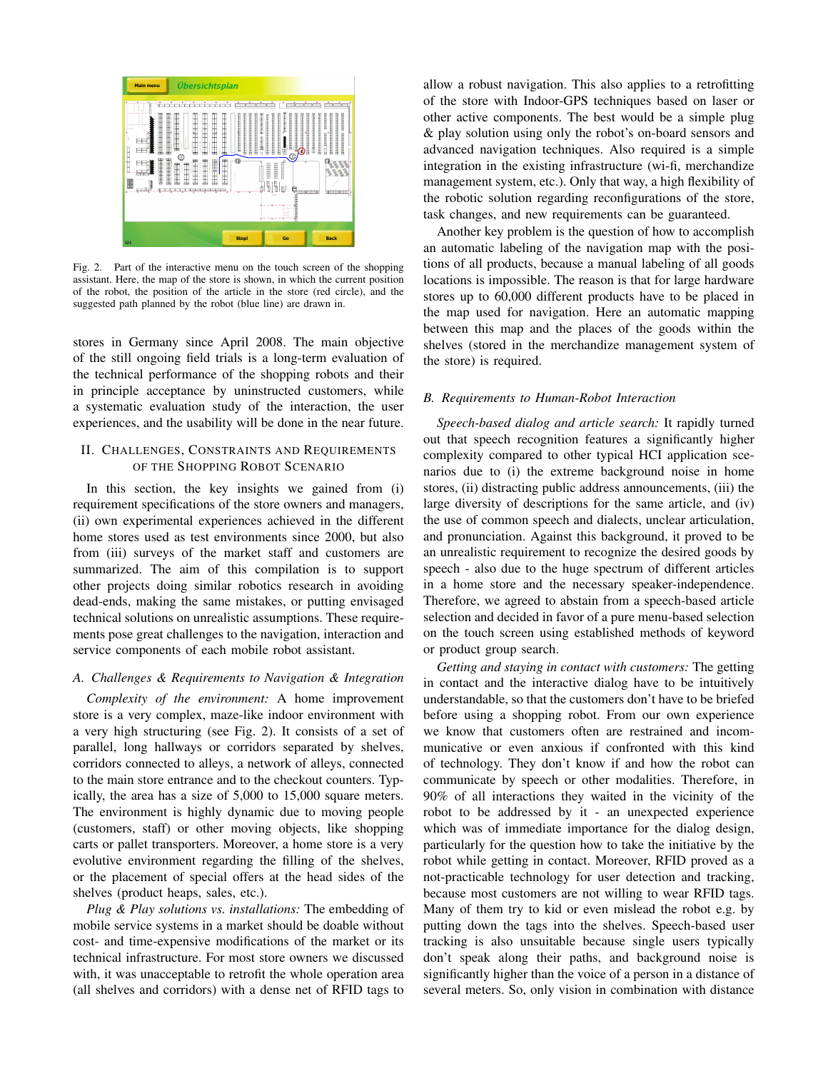Fig. 2. Part of the interactive menu on the touch screen of the shopping assistant. Here, the map of the store is shown, in which the current position of the robot, the position of the article in the store (red circle), and the suggested path planned by the robot (blue line) are drawn in.

stores in Germany since April 2008. The main objective of the still ongoing field trials is a long-term evaluation of the technical performance of the shopping robots and their in principle acceptance by uninstructed customers, while a systematic evaluation study of the interaction, the user experiences, and the usability will be done in the near future.

## II. Challenges, Constraints and Requirements of the Shopping Robot Scenario

In this section, the key insights we gained from (i) requirement specifications of the store owners and managers, (ii) own experimental experiences achieved in the different home stores used as test environments since 2000, but also from (iii) surveys of the market staff and customers are summarized. The aim of this compilation is to support other projects doing similar robotics research in avoiding dead-ends, making the same mistakes, or putting envisaged technical solutions on unrealistic assumptions. These requirements pose great challenges to the navigation, interaction and service components of each mobile robot assistant.

### A. Challenges & Requirements to Navigation & Integration

*Complexity of the environment:* A home improvement store is a very complex, maze-like indoor environment with a very high structuring (see Fig. 2). It consists of a set of parallel, long hallways or corridors separated by shelves, corridors connected to alleys, a network of alleys, connected to the main store entrance and to the checkout counters. Typically, the area has a size of 5,000 to 15,000 square meters. The environment is highly dynamic due to moving people (customers, staff) or other moving objects, like shopping carts or pallet transporters. Moreover, a home store is a very evolutive environment regarding the filling of the shelves, or the placement of special offers at the head sides of the shelves (product heaps, sales, etc.).

*Plug & Play solutions vs. installations:* The embedding of mobile service systems in a market should be doable without cost- and time-expensive modifications of the market or its technical infrastructure. For most store owners we discussed with, it was unacceptable to retrofit the whole operation area (all shelves and corridors) with a dense net of RFID tags to allow a robust navigation. This also applies to a retrofitting of the store with Indoor-GPS techniques based on laser or other active components. The best would be a simple plug & play solution using only the robot's on-board sensors and advanced navigation techniques. Also required is a simple integration in the existing infrastructure (wi-fi, merchandize management system, etc.). Only that way, a high flexibility of the robotic solution regarding reconfigurations of the store, task changes, and new requirements can be guaranteed.

Another key problem is the question of how to accomplish an automatic labeling of the navigation map with the positions of all products, because a manual labeling of all goods locations is impossible. The reason is that for large hardware stores up to 60,000 different products have to be placed in the map used for navigation. Here an automatic mapping between this map and the places of the goods within the shelves (stored in the merchandize management system of the store) is required.

### B. Requirements to Human-Robot Interaction

*Speech-based dialog and article search:* It rapidly turned out that speech recognition features a significantly higher complexity compared to other typical HCI application scenarios due to (i) the extreme background noise in home stores, (ii) distracting public address announcements, (iii) the large diversity of descriptions for the same article, and (iv) the use of common speech and dialects, unclear articulation, and pronunciation. Against this background, it proved to be an unrealistic requirement to recognize the desired goods by speech - also due to the huge spectrum of different articles in a home store and the necessary speaker-independence. Therefore, we agreed to abstain from a speech-based article selection and decided in favor of a pure menu-based selection on the touch screen using established methods of keyword or product group search.

*Getting and staying in contact with customers:* The getting in contact and the interactive dialog have to be intuitively understandable, so that the customers don't have to be briefed before using a shopping robot. From our own experience we know that customers often are restrained and incommunicative or even anxious if confronted with this kind of technology. They don't know if and how the robot can communicate by speech or other modalities. Therefore, in 90% of all interactions they waited in the vicinity of the robot to be addressed by it - an unexpected experience which was of immediate importance for the dialog design, particularly for the question how to take the initiative by the robot while getting in contact. Moreover, RFID proved as a not-practicable technology for user detection and tracking, because most customers are not willing to wear RFID tags. Many of them try to kid or even mislead the robot e.g. by putting down the tags into the shelves. Speech-based user tracking is also unsuitable because single users typically don't speak along their paths, and background noise is significantly higher than the voice of a person in a distance of several meters. So, only vision in combination with distance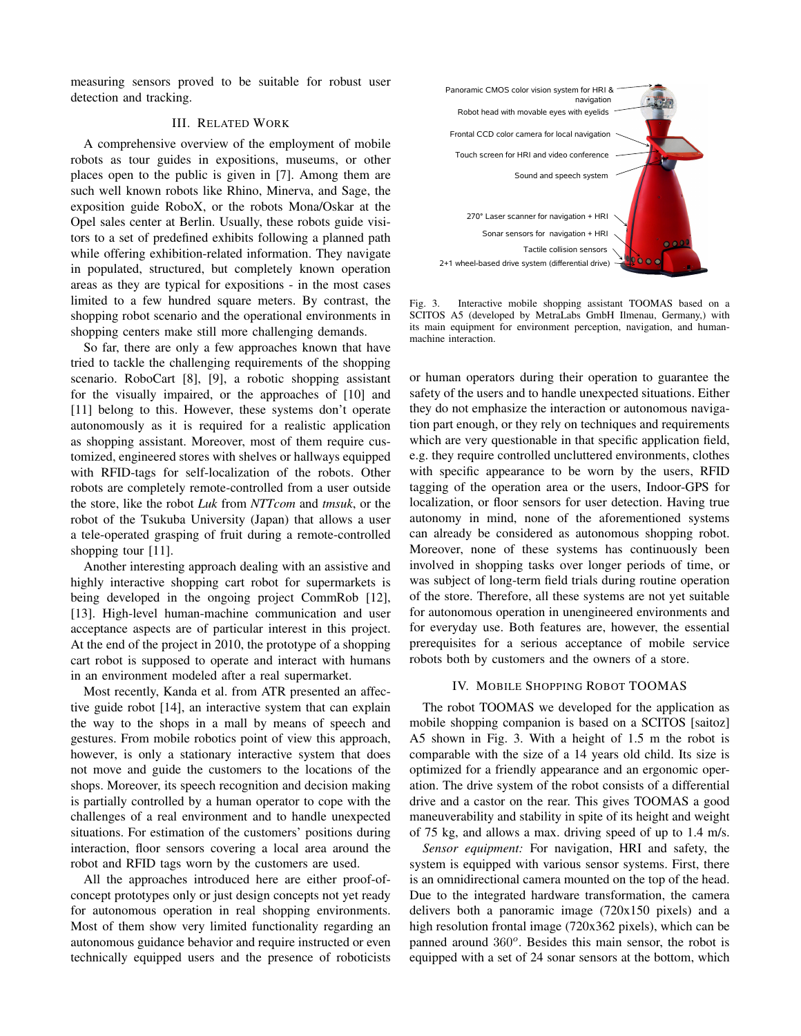measuring sensors proved to be suitable for robust user detection and tracking.

## III. Related Work

A comprehensive overview of the employment of mobile robots as tour guides in expositions, museums, or other places open to the public is given in [7]. Among them are such well known robots like Rhino, Minerva, and Sage, the exposition guide RoboX, or the robots Mona/Oskar at the Opel sales center at Berlin. Usually, these robots guide visitors to a set of predefined exhibits following a planned path while offering exhibition-related information. They navigate in populated, structured, but completely known operation areas as they are typical for expositions - in the most cases limited to a few hundred square meters. By contrast, the shopping robot scenario and the operational environments in shopping centers make still more challenging demands.

So far, there are only a few approaches known that have tried to tackle the challenging requirements of the shopping scenario. RoboCart [8], [9], a robotic shopping assistant for the visually impaired, or the approaches of [10] and [11] belong to this. However, these systems don't operate autonomously as it is required for a realistic application as shopping assistant. Moreover, most of them require customized, engineered stores with shelves or hallways equipped with RFID-tags for self-localization of the robots. Other robots are completely remote-controlled from a user outside the store, like the robot *Luk* from *NTTcom* and *tmsuk*, or the robot of the Tsukuba University (Japan) that allows a user a tele-operated grasping of fruit during a remote-controlled shopping tour [11].

Another interesting approach dealing with an assistive and highly interactive shopping cart robot for supermarkets is being developed in the ongoing project CommRob [12], [13]. High-level human-machine communication and user acceptance aspects are of particular interest in this project. At the end of the project in 2010, the prototype of a shopping cart robot is supposed to operate and interact with humans in an environment modeled after a real supermarket.

Most recently, Kanda et al. from ATR presented an affective guide robot [14], an interactive system that can explain the way to the shops in a mall by means of speech and gestures. From mobile robotics point of view this approach, however, is only a stationary interactive system that does not move and guide the customers to the locations of the shops. Moreover, its speech recognition and decision making is partially controlled by a human operator to cope with the challenges of a real environment and to handle unexpected situations. For estimation of the customers' positions during interaction, floor sensors covering a local area around the robot and RFID tags worn by the customers are used.

All the approaches introduced here are either proof-of-concept prototypes only or just design concepts not yet ready for autonomous operation in real shopping environments. Most of them show very limited functionality regarding an autonomous guidance behavior and require instructed or even technically equipped users and the presence of roboticists or human operators during their operation to guarantee the safety of the users and to handle unexpected situations. Either they do not emphasize the interaction or autonomous navigation part enough, or they rely on techniques and requirements which are very questionable in that specific application field, e.g. they require controlled uncluttered environments, clothes with specific appearance to be worn by the users, RFID tagging of the operation area or the users, Indoor-GPS for localization, or floor sensors for user detection. Having true autonomy in mind, none of the aforementioned systems can already be considered as autonomous shopping robot. Moreover, none of these systems has continuously been involved in shopping tasks over longer periods of time, or was subject of long-term field trials during routine operation of the store. Therefore, all these systems are not yet suitable for autonomous operation in unengineered environments and for everyday use. Both features are, however, the essential prerequisites for a serious acceptance of mobile service robots both by customers and the owners of a store.

Panoramic CMOS color vision system for HRI & navigation
Robot head with movable eyes with eyelids
Frontal CCD color camera for local navigation
Touch screen for HRI and video conference
Sound and speech system
270° Laser scanner for navigation + HRI
Sonar sensors for navigation + HRI
Tactile collision sensors
2+1 wheel-based drive system (differential drive)

Fig. 3. Interactive mobile shopping assistant TOOMAS based on a SCITOS A5 (developed by MetraLabs GmbH Ilmenau, Germany,) with its main equipment for environment perception, navigation, and human-machine interaction.

## IV. Mobile Shopping Robot TOOMAS

The robot TOOMAS we developed for the application as mobile shopping companion is based on a SCITOS [saitoz] A5 shown in Fig. 3. With a height of 1.5 m the robot is comparable with the size of a 14 years old child. Its size is optimized for a friendly appearance and an ergonomic operation. The drive system of the robot consists of a differential drive and a castor on the rear. This gives TOOMAS a good maneuverability and stability in spite of its height and weight of 75 kg, and allows a max. driving speed of up to 1.4 m/s.

*Sensor equipment:* For navigation, HRI and safety, the system is equipped with various sensor systems. First, there is an omnidirectional camera mounted on the top of the head. Due to the integrated hardware transformation, the camera delivers both a panoramic image (720x150 pixels) and a high resolution frontal image (720x362 pixels), which can be panned around $360^o$. Besides this main sensor, the robot is equipped with a set of 24 sonar sensors at the bottom, which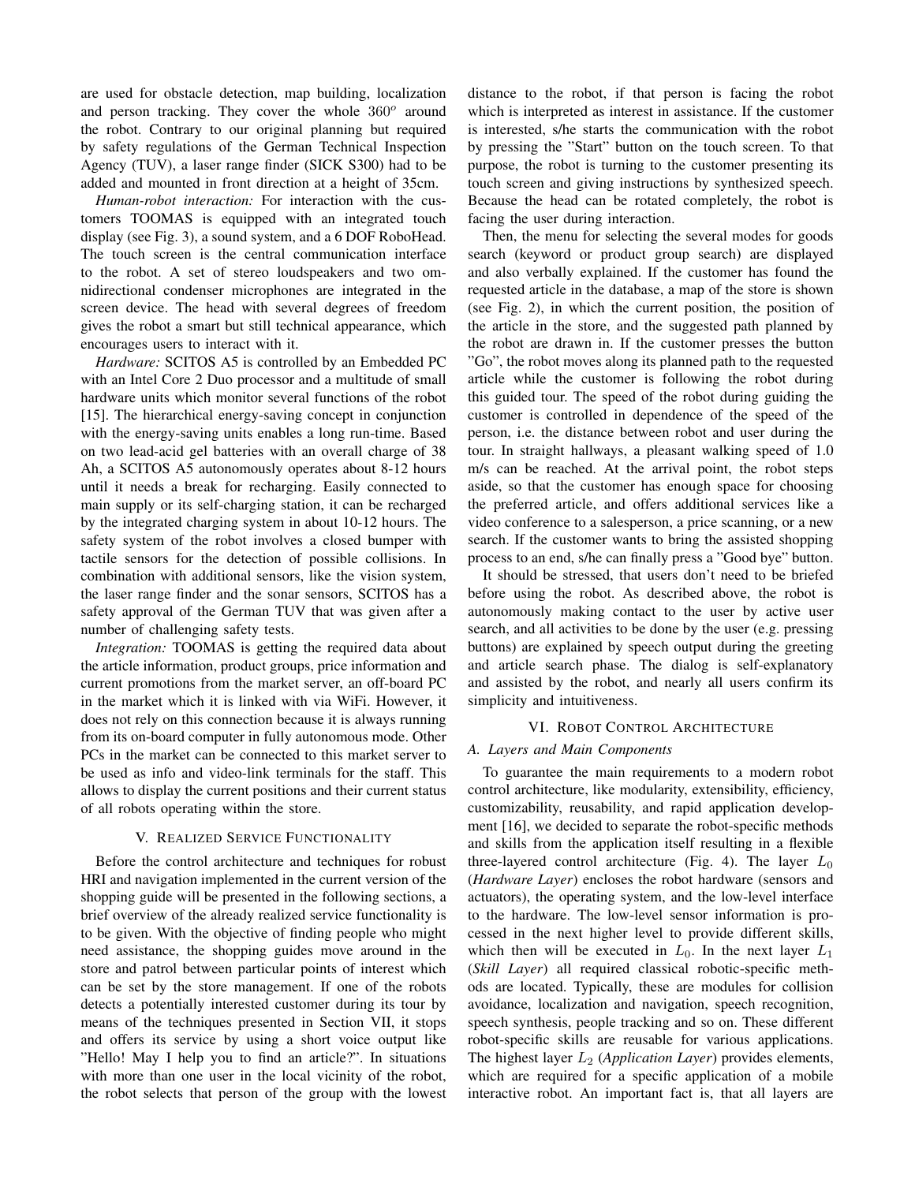are used for obstacle detection, map building, localization and person tracking. They cover the whole $360^o$ around the robot. Contrary to our original planning but required by safety regulations of the German Technical Inspection Agency (TUV), a laser range finder (SICK S300) had to be added and mounted in front direction at a height of 35cm.

*Human-robot interaction:* For interaction with the customers TOOMAS is equipped with an integrated touch display (see Fig. 3), a sound system, and a 6 DOF RoboHead. The touch screen is the central communication interface to the robot. A set of stereo loudspeakers and two omnidirectional condenser microphones are integrated in the screen device. The head with several degrees of freedom gives the robot a smart but still technical appearance, which encourages users to interact with it.

*Hardware:* SCITOS A5 is controlled by an Embedded PC with an Intel Core 2 Duo processor and a multitude of small hardware units which monitor several functions of the robot [15]. The hierarchical energy-saving concept in conjunction with the energy-saving units enables a long run-time. Based on two lead-acid gel batteries with an overall charge of 38 Ah, a SCITOS A5 autonomously operates about 8-12 hours until it needs a break for recharging. Easily connected to main supply or its self-charging station, it can be recharged by the integrated charging system in about 10-12 hours. The safety system of the robot involves a closed bumper with tactile sensors for the detection of possible collisions. In combination with additional sensors, like the vision system, the laser range finder and the sonar sensors, SCITOS has a safety approval of the German TUV that was given after a number of challenging safety tests.

*Integration:* TOOMAS is getting the required data about the article information, product groups, price information and current promotions from the market server, an off-board PC in the market which it is linked with via WiFi. However, it does not rely on this connection because it is always running from its on-board computer in fully autonomous mode. Other PCs in the market can be connected to this market server to be used as info and video-link terminals for the staff. This allows to display the current positions and their current status of all robots operating within the store.

## V. Realized Service Functionality

Before the control architecture and techniques for robust HRI and navigation implemented in the current version of the shopping guide will be presented in the following sections, a brief overview of the already realized service functionality is to be given. With the objective of finding people who might need assistance, the shopping guides move around in the store and patrol between particular points of interest which can be set by the store management. If one of the robots detects a potentially interested customer during its tour by means of the techniques presented in Section VII, it stops and offers its service by using a short voice output like "Hello! May I help you to find an article?". In situations with more than one user in the local vicinity of the robot, the robot selects that person of the group with the lowest distance to the robot, if that person is facing the robot which is interpreted as interest in assistance. If the customer is interested, s/he starts the communication with the robot by pressing the "Start" button on the touch screen. To that purpose, the robot is turning to the customer presenting its touch screen and giving instructions by synthesized speech. Because the head can be rotated completely, the robot is facing the user during interaction.

Then, the menu for selecting the several modes for goods search (keyword or product group search) are displayed and also verbally explained. If the customer has found the requested article in the database, a map of the store is shown (see Fig. 2), in which the current position, the position of the article in the store, and the suggested path planned by the robot are drawn in. If the customer presses the button "Go", the robot moves along its planned path to the requested article while the customer is following the robot during this guided tour. The speed of the robot during guiding the customer is controlled in dependence of the speed of the person, i.e. the distance between robot and user during the tour. In straight hallways, a pleasant walking speed of 1.0 m/s can be reached. At the arrival point, the robot steps aside, so that the customer has enough space for choosing the preferred article, and offers additional services like a video conference to a salesperson, a price scanning, or a new search. If the customer wants to bring the assisted shopping process to an end, s/he can finally press a "Good bye" button.

It should be stressed, that users don't need to be briefed before using the robot. As described above, the robot is autonomously making contact to the user by active user search, and all activities to be done by the user (e.g. pressing buttons) are explained by speech output during the greeting and article search phase. The dialog is self-explanatory and assisted by the robot, and nearly all users confirm its simplicity and intuitiveness.

## VI. Robot Control Architecture

### A. Layers and Main Components

To guarantee the main requirements to a modern robot control architecture, like modularity, extensibility, efficiency, customizability, reusability, and rapid application development [16], we decided to separate the robot-specific methods and skills from the application itself resulting in a flexible three-layered control architecture (Fig. 4). The layer $L_0$ (***Hardware Layer***) encloses the robot hardware (sensors and actuators), the operating system, and the low-level interface to the hardware. The low-level sensor information is processed in the next higher level to provide different skills, which then will be executed in $L_0$. In the next layer $L_1$ (***Skill Layer***) all required classical robotic-specific methods are located. Typically, these are modules for collision avoidance, localization and navigation, speech recognition, speech synthesis, people tracking and so on. These different robot-specific skills are reusable for various applications. The highest layer $L_2$ (***Application Layer***) provides elements, which are required for a specific application of a mobile interactive robot. An important fact is, that all layers are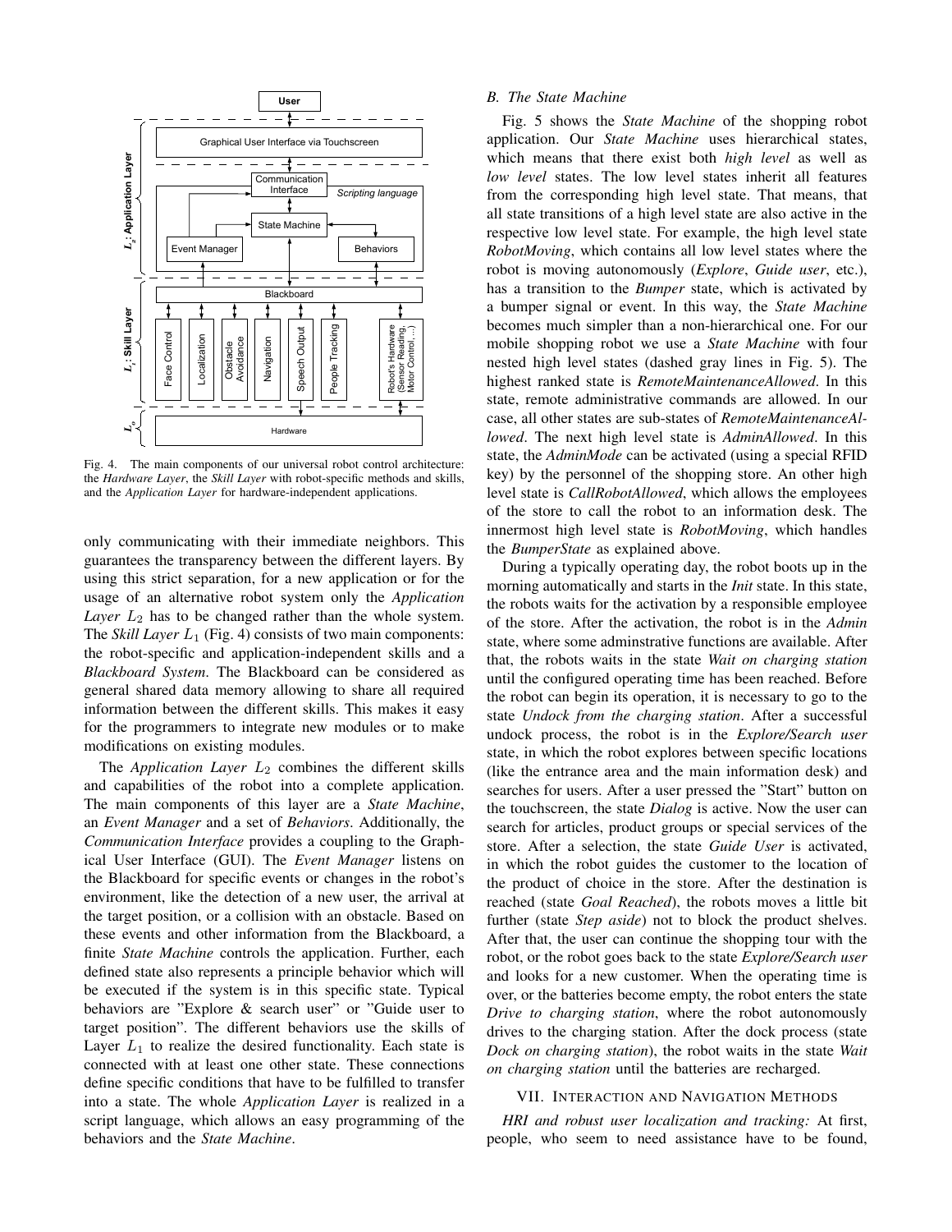User

Graphical User Interface via Touchscreen

Communication Interface

Scripting language

State Machine

Event Manager

Behaviors

Blackboard

Face Control

Localization

Obstacle Avoidance

Navigation

Speech Output

People Tracking

Robot's Hardware (Sensor Reading, Motor Control, ...)

Hardware

$L_2$: Application Layer

$L_1$: Skill Layer

$L_0$

Fig. 4. The main components of our universal robot control architecture: the *Hardware Layer*, the *Skill Layer* with robot-specific methods and skills, and the *Application Layer* for hardware-independent applications.

only communicating with their immediate neighbors. This guarantees the transparency between the different layers. By using this strict separation, for a new application or for the usage of an alternative robot system only the *Application Layer* $L_2$ has to be changed rather than the whole system. The *Skill Layer* $L_1$ (Fig. 4) consists of two main components: the robot-specific and application-independent skills and a *Blackboard System*. The Blackboard can be considered as general shared data memory allowing to share all required information between the different skills. This makes it easy for the programmers to integrate new modules or to make modifications on existing modules.

The *Application Layer* $L_2$ combines the different skills and capabilities of the robot into a complete application. The main components of this layer are a *State Machine*, an *Event Manager* and a set of *Behaviors*. Additionally, the *Communication Interface* provides a coupling to the Graphical User Interface (GUI). The *Event Manager* listens on the Blackboard for specific events or changes in the robot's environment, like the detection of a new user, the arrival at the target position, or a collision with an obstacle. Based on these events and other information from the Blackboard, a finite *State Machine* controls the application. Further, each defined state also represents a principle behavior which will be executed if the system is in this specific state. Typical behaviors are "Explore & search user" or "Guide user to target position". The different behaviors use the skills of Layer $L_1$ to realize the desired functionality. Each state is connected with at least one other state. These connections define specific conditions that have to be fulfilled to transfer into a state. The whole *Application Layer* is realized in a script language, which allows an easy programming of the behaviors and the *State Machine*.

### B. The State Machine

Fig. 5 shows the *State Machine* of the shopping robot application. Our *State Machine* uses hierarchical states, which means that there exist both *high level* as well as *low level* states. The low level states inherit all features from the corresponding high level state. That means, that all state transitions of a high level state are also active in the respective low level state. For example, the high level state *RobotMoving*, which contains all low level states where the robot is moving autonomously (*Explore*, *Guide user*, etc.), has a transition to the *Bumper* state, which is activated by a bumper signal or event. In this way, the *State Machine* becomes much simpler than a non-hierarchical one. For our mobile shopping robot we use a *State Machine* with four nested high level states (dashed gray lines in Fig. 5). The highest ranked state is *RemoteMaintenanceAllowed*. In this state, remote administrative commands are allowed. In our case, all other states are sub-states of *RemoteMaintenanceAllowed*. The next high level state is *AdminAllowed*. In this state, the *AdminMode* can be activated (using a special RFID key) by the personnel of the shopping store. An other high level state is *CallRobotAllowed*, which allows the employees of the store to call the robot to an information desk. The innermost high level state is *RobotMoving*, which handles the *BumperState* as explained above.

During a typically operating day, the robot boots up in the morning automatically and starts in the *Init* state. In this state, the robots waits for the activation by a responsible employee of the store. After the activation, the robot is in the *Admin* state, where some adminstrative functions are available. After that, the robots waits in the state *Wait on charging station* until the configured operating time has been reached. Before the robot can begin its operation, it is necessary to go to the state *Undock from the charging station*. After a successful undock process, the robot is in the *Explore/Search user* state, in which the robot explores between specific locations (like the entrance area and the main information desk) and searches for users. After a user pressed the "Start" button on the touchscreen, the state *Dialog* is active. Now the user can search for articles, product groups or special services of the store. After a selection, the state *Guide User* is activated, in which the robot guides the customer to the location of the product of choice in the store. After the destination is reached (state *Goal Reached*), the robots moves a little bit further (state *Step aside*) not to block the product shelves. After that, the user can continue the shopping tour with the robot, or the robot goes back to the state *Explore/Search user* and looks for a new customer. When the operating time is over, or the batteries become empty, the robot enters the state *Drive to charging station*, where the robot autonomously drives to the charging station. After the dock process (state *Dock on charging station*), the robot waits in the state *Wait on charging station* until the batteries are recharged.

## VII. Interaction and Navigation Methods

*HRI and robust user localization and tracking:* At first, people, who seem to need assistance have to be found,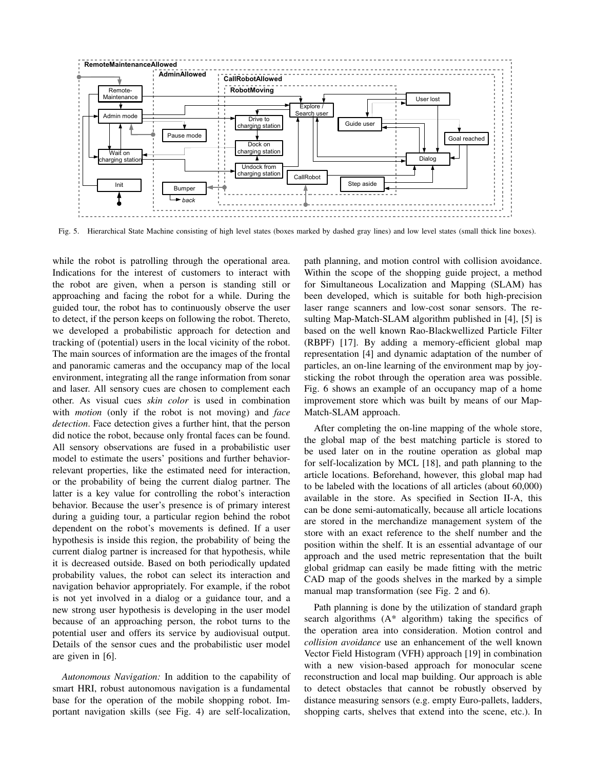Fig. 5. Hierarchical State Machine consisting of high level states (boxes marked by dashed gray lines) and low level states (small thick line boxes).

while the robot is patrolling through the operational area. Indications for the interest of customers to interact with the robot are given, when a person is standing still or approaching and facing the robot for a while. During the guided tour, the robot has to continuously observe the user to detect, if the person keeps on following the robot. Thereto, we developed a probabilistic approach for detection and tracking of (potential) users in the local vicinity of the robot. The main sources of information are the images of the frontal and panoramic cameras and the occupancy map of the local environment, integrating all the range information from sonar and laser. All sensory cues are chosen to complement each other. As visual cues *skin color* is used in combination with *motion* (only if the robot is not moving) and *face detection*. Face detection gives a further hint, that the person did notice the robot, because only frontal faces can be found. All sensory observations are fused in a probabilistic user model to estimate the users' positions and further behavior-relevant properties, like the estimated need for interaction, or the probability of being the current dialog partner. The latter is a key value for controlling the robot's interaction behavior. Because the user's presence is of primary interest during a guiding tour, a particular region behind the robot dependent on the robot's movements is defined. If a user hypothesis is inside this region, the probability of being the current dialog partner is increased for that hypothesis, while it is decreased outside. Based on both periodically updated probability values, the robot can select its interaction and navigation behavior appropriately. For example, if the robot is not yet involved in a dialog or a guidance tour, and a new strong user hypothesis is developing in the user model because of an approaching person, the robot turns to the potential user and offers its service by audiovisual output. Details of the sensor cues and the probabilistic user model are given in [6].

*Autonomous Navigation:* In addition to the capability of smart HRI, robust autonomous navigation is a fundamental base for the operation of the mobile shopping robot. Important navigation skills (see Fig. 4) are self-localization, path planning, and motion control with collision avoidance. Within the scope of the shopping guide project, a method for Simultaneous Localization and Mapping (SLAM) has been developed, which is suitable for both high-precision laser range scanners and low-cost sonar sensors. The resulting Map-Match-SLAM algorithm published in [4], [5] is based on the well known Rao-Blackwellized Particle Filter (RBPF) [17]. By adding a memory-efficient global map representation [4] and dynamic adaptation of the number of particles, an on-line learning of the environment map by joysticking the robot through the operation area was possible. Fig. 6 shows an example of an occupancy map of a home improvement store which was built by means of our Map-Match-SLAM approach.

After completing the on-line mapping of the whole store, the global map of the best matching particle is stored to be used later on in the routine operation as global map for self-localization by MCL [18], and path planning to the article locations. Beforehand, however, this global map had to be labeled with the locations of all articles (about 60,000) available in the store. As specified in Section II-A, this can be done semi-automatically, because all article locations are stored in the merchandize management system of the store with an exact reference to the shelf number and the position within the shelf. It is an essential advantage of our approach and the used metric representation that the built global gridmap can easily be made fitting with the metric CAD map of the goods shelves in the marked by a simple manual map transformation (see Fig. 2 and 6).

Path planning is done by the utilization of standard graph search algorithms (A* algorithm) taking the specifics of the operation area into consideration. Motion control and *collision avoidance* use an enhancement of the well known Vector Field Histogram (VFH) approach [19] in combination with a new vision-based approach for monocular scene reconstruction and local map building. Our approach is able to detect obstacles that cannot be robustly observed by distance measuring sensors (e.g. empty Euro-pallets, ladders, shopping carts, shelves that extend into the scene, etc.). In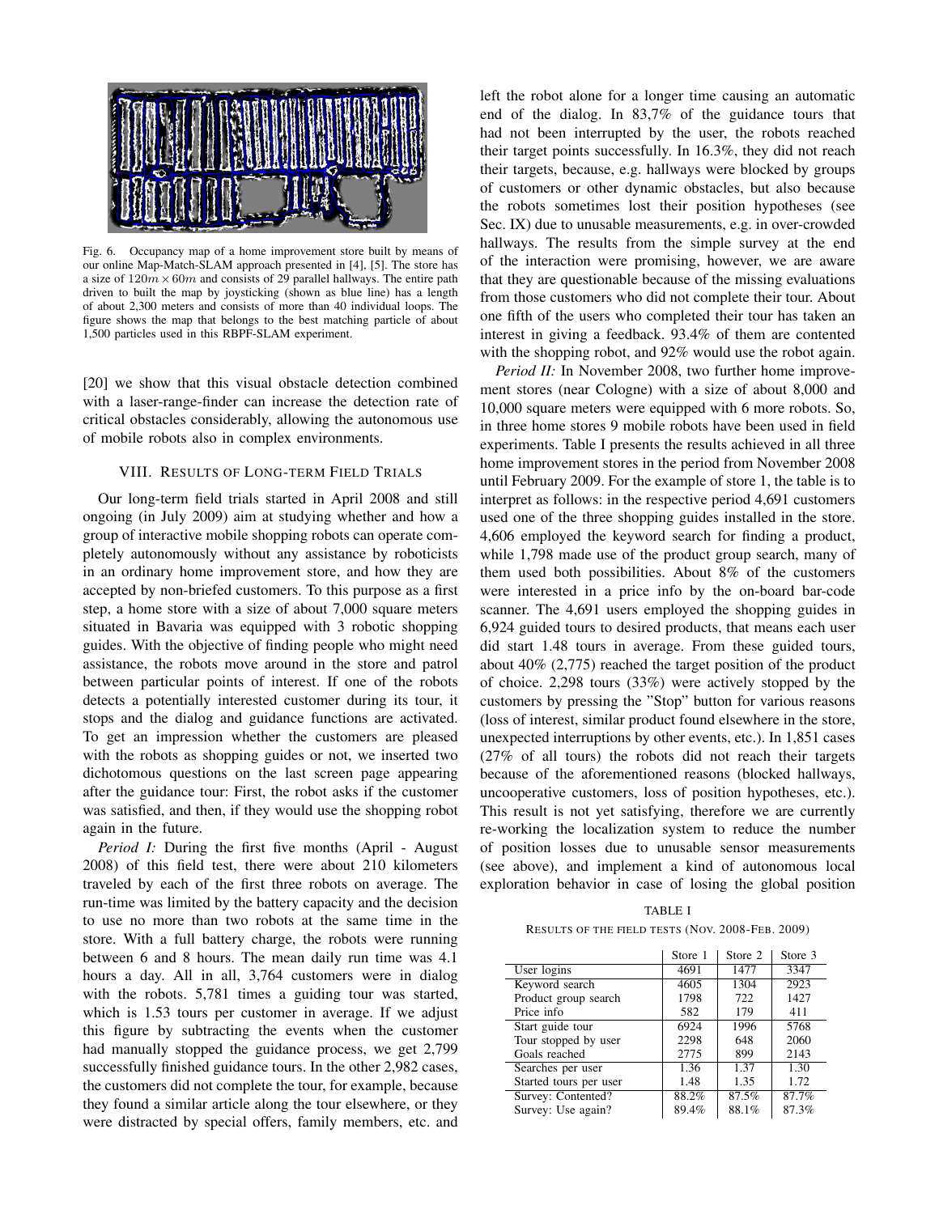Fig. 6. Occupancy map of a home improvement store built by means of our online Map-Match-SLAM approach presented in [4], [5]. The store has a size of $120m \times 60m$ and consists of 29 parallel hallways. The entire path driven to built the map by joysticking (shown as blue line) has a length of about 2,300 meters and consists of more than 40 individual loops. The figure shows the map that belongs to the best matching particle of about 1,500 particles used in this RBPF-SLAM experiment.

[20] we show that this visual obstacle detection combined with a laser-range-finder can increase the detection rate of critical obstacles considerably, allowing the autonomous use of mobile robots also in complex environments.

## VIII. Results of Long-term Field Trials

Our long-term field trials started in April 2008 and still ongoing (in July 2009) aim at studying whether and how a group of interactive mobile shopping robots can operate completely autonomously without any assistance by roboticists in an ordinary home improvement store, and how they are accepted by non-briefed customers. To this purpose as a first step, a home store with a size of about 7,000 square meters situated in Bavaria was equipped with 3 robotic shopping guides. With the objective of finding people who might need assistance, the robots move around in the store and patrol between particular points of interest. If one of the robots detects a potentially interested customer during its tour, it stops and the dialog and guidance functions are activated. To get an impression whether the customers are pleased with the robots as shopping guides or not, we inserted two dichotomous questions on the last screen page appearing after the guidance tour: First, the robot asks if the customer was satisfied, and then, if they would use the shopping robot again in the future.

*Period I:* During the first five months (April - August 2008) of this field test, there were about 210 kilometers traveled by each of the first three robots on average. The run-time was limited by the battery capacity and the decision to use no more than two robots at the same time in the store. With a full battery charge, the robots were running between 6 and 8 hours. The mean daily run time was 4.1 hours a day. All in all, 3,764 customers were in dialog with the robots. 5,781 times a guiding tour was started, which is 1.53 tours per customer in average. If we adjust this figure by subtracting the events when the customer had manually stopped the guidance process, we get 2,799 successfully finished guidance tours. In the other 2,982 cases, the customers did not complete the tour, for example, because they found a similar article along the tour elsewhere, or they were distracted by special offers, family members, etc. and left the robot alone for a longer time causing an automatic end of the dialog. In 83,7% of the guidance tours that had not been interrupted by the user, the robots reached their target points successfully. In 16.3%, they did not reach their targets, because, e.g. hallways were blocked by groups of customers or other dynamic obstacles, but also because the robots sometimes lost their position hypotheses (see Sec. IX) due to unusable measurements, e.g. in over-crowded hallways. The results from the simple survey at the end of the interaction were promising, however, we are aware that they are questionable because of the missing evaluations from those customers who did not complete their tour. About one fifth of the users who completed their tour has taken an interest in giving a feedback. 93.4% of them are contented with the shopping robot, and 92% would use the robot again.

*Period II:* In November 2008, two further home improvement stores (near Cologne) with a size of about 8,000 and 10,000 square meters were equipped with 6 more robots. So, in three home stores 9 mobile robots have been used in field experiments. Table I presents the results achieved in all three home improvement stores in the period from November 2008 until February 2009. For the example of store 1, the table is to interpret as follows: in the respective period 4,691 customers used one of the three shopping guides installed in the store. 4,606 employed the keyword search for finding a product, while 1,798 made use of the product group search, many of them used both possibilities. About 8% of the customers were interested in a price info by the on-board bar-code scanner. The 4,691 users employed the shopping guides in 6,924 guided tours to desired products, that means each user did start 1.48 tours in average. From these guided tours, about 40% (2,775) reached the target position of the product of choice. 2,298 tours (33%) were actively stopped by the customers by pressing the "Stop" button for various reasons (loss of interest, similar product found elsewhere in the store, unexpected interruptions by other events, etc.). In 1,851 cases (27% of all tours) the robots did not reach their targets because of the aforementioned reasons (blocked hallways, uncooperative customers, loss of position hypotheses, etc.). This result is not yet satisfying, therefore we are currently re-working the localization system to reduce the number of position losses due to unusable sensor measurements (see above), and implement a kind of autonomous local exploration behavior in case of losing the global position

TABLE I
Results of the field tests (Nov. 2008-Feb. 2009)

| | Store 1 | Store 2 | Store 3 |
|---|---|---|---|
| User logins | 4691 | 1477 | 3347 |
| Keyword search | 4605 | 1304 | 2923 |
| Product group search | 1798 | 722 | 1427 |
| Price info | 582 | 179 | 411 |
| Start guide tour | 6924 | 1996 | 5768 |
| Tour stopped by user | 2298 | 648 | 2060 |
| Goals reached | 2775 | 899 | 2143 |
| Searches per user | 1.36 | 1.37 | 1.30 |
| Started tours per user | 1.48 | 1.35 | 1.72 |
| Survey: Contented? | 88.2% | 87.5% | 87.7% |
| Survey: Use again? | 89.4% | 88.1% | 87.3% |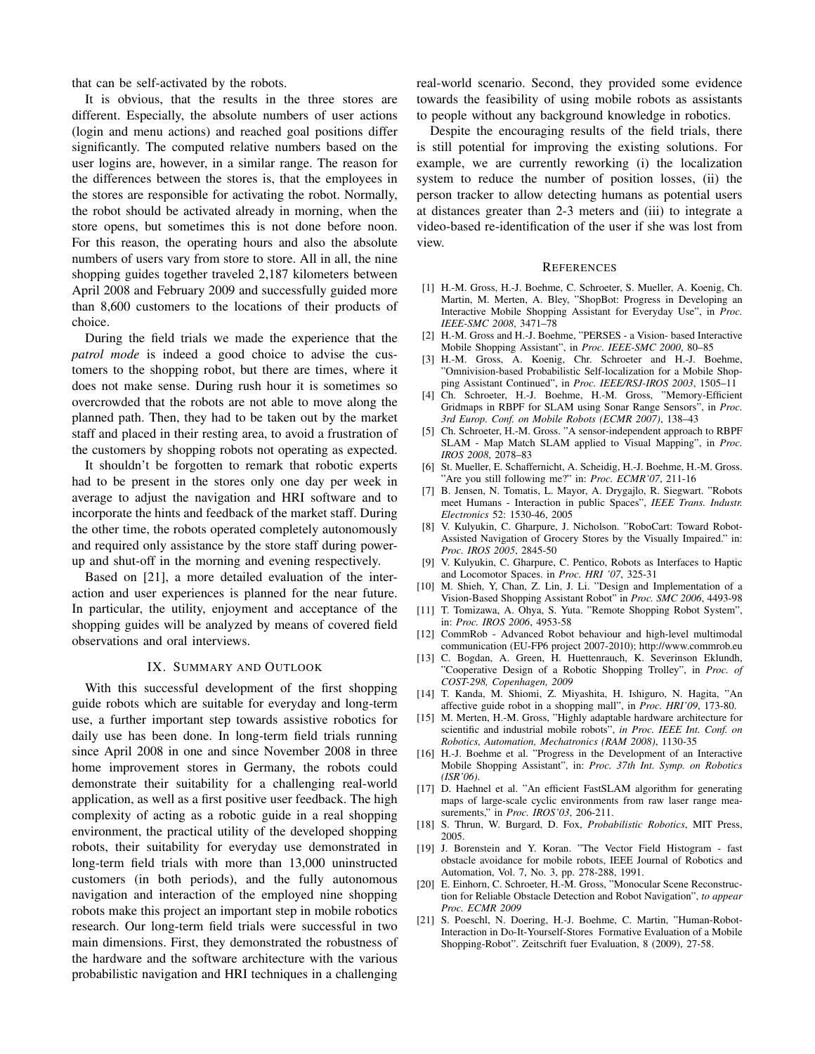that can be self-activated by the robots.

It is obvious, that the results in the three stores are different. Especially, the absolute numbers of user actions (login and menu actions) and reached goal positions differ significantly. The computed relative numbers based on the user logins are, however, in a similar range. The reason for the differences between the stores is, that the employees in the stores are responsible for activating the robot. Normally, the robot should be activated already in morning, when the store opens, but sometimes this is not done before noon. For this reason, the operating hours and also the absolute numbers of users vary from store to store. All in all, the nine shopping guides together traveled 2,187 kilometers between April 2008 and February 2009 and successfully guided more than 8,600 customers to the locations of their products of choice.

During the field trials we made the experience that the *patrol mode* is indeed a good choice to advise the customers to the shopping robot, but there are times, where it does not make sense. During rush hour it is sometimes so overcrowded that the robots are not able to move along the planned path. Then, they had to be taken out by the market staff and placed in their resting area, to avoid a frustration of the customers by shopping robots not operating as expected.

It shouldn't be forgotten to remark that robotic experts had to be present in the stores only one day per week in average to adjust the navigation and HRI software and to incorporate the hints and feedback of the market staff. During the other time, the robots operated completely autonomously and required only assistance by the store staff during power-up and shut-off in the morning and evening respectively.

Based on [21], a more detailed evaluation of the interaction and user experiences is planned for the near future. In particular, the utility, enjoyment and acceptance of the shopping guides will be analyzed by means of covered field observations and oral interviews.

## IX. Summary and Outlook

With this successful development of the first shopping guide robots which are suitable for everyday and long-term use, a further important step towards assistive robotics for daily use has been done. In long-term field trials running since April 2008 in one and since November 2008 in three home improvement stores in Germany, the robots could demonstrate their suitability for a challenging real-world application, as well as a first positive user feedback. The high complexity of acting as a robotic guide in a real shopping environment, the practical utility of the developed shopping robots, their suitability for everyday use demonstrated in long-term field trials with more than 13,000 uninstructed customers (in both periods), and the fully autonomous navigation and interaction of the employed nine shopping robots make this project an important step in mobile robotics research. Our long-term field trials were successful in two main dimensions. First, they demonstrated the robustness of the hardware and the software architecture with the various probabilistic navigation and HRI techniques in a challenging real-world scenario. Second, they provided some evidence towards the feasibility of using mobile robots as assistants to people without any background knowledge in robotics.

Despite the encouraging results of the field trials, there is still potential for improving the existing solutions. For example, we are currently reworking (i) the localization system to reduce the number of position losses, (ii) the person tracker to allow detecting humans as potential users at distances greater than 2-3 meters and (iii) to integrate a video-based re-identification of the user if she was lost from view.

## References

[1] H.-M. Gross, H.-J. Boehme, C. Schroeter, S. Mueller, A. Koenig, Ch. Martin, M. Merten, A. Bley, "ShopBot: Progress in Developing an Interactive Mobile Shopping Assistant for Everyday Use", in *Proc. IEEE-SMC 2008*, 3471–78

[2] H.-M. Gross and H.-J. Boehme, "PERSES - a Vision- based Interactive Mobile Shopping Assistant", in *Proc. IEEE-SMC 2000*, 80–85

[3] H.-M. Gross, A. Koenig, Chr. Schroeter and H.-J. Boehme, "Omnivision-based Probabilistic Self-localization for a Mobile Shopping Assistant Continued", in *Proc. IEEE/RSJ-IROS 2003*, 1505–11

[4] Ch. Schroeter, H.-J. Boehme, H.-M. Gross, "Memory-Efficient Gridmaps in RBPF for SLAM using Sonar Range Sensors", in *Proc. 3rd Europ. Conf. on Mobile Robots (ECMR 2007)*, 138–43

[5] Ch. Schroeter, H.-M. Gross. "A sensor-independent approach to RBPF SLAM - Map Match SLAM applied to Visual Mapping", in *Proc. IROS 2008*, 2078–83

[6] St. Mueller, E. Schaffernicht, A. Scheidig, H.-J. Boehme, H.-M. Gross. "Are you still following me?" in: *Proc. ECMR'07*, 211-16

[7] B. Jensen, N. Tomatis, L. Mayor, A. Drygajlo, R. Siegwart. "Robots meet Humans - Interaction in public Spaces", *IEEE Trans. Industr. Electronics* 52: 1530-46, 2005

[8] V. Kulyukin, C. Gharpure, J. Nicholson. "RoboCart: Toward Robot-Assisted Navigation of Grocery Stores by the Visually Impaired." in: *Proc. IROS 2005*, 2845-50

[9] V. Kulyukin, C. Gharpure, C. Pentico, Robots as Interfaces to Haptic and Locomotor Spaces. in *Proc. HRI '07*, 325-31

[10] M. Shieh, Y, Chan, Z. Lin, J. Li. "Design and Implementation of a Vision-Based Shopping Assistant Robot" in *Proc. SMC 2006*, 4493-98

[11] T. Tomizawa, A. Ohya, S. Yuta. "Remote Shopping Robot System", in: *Proc. IROS 2006*, 4953-58

[12] CommRob - Advanced Robot behaviour and high-level multimodal communication (EU-FP6 project 2007-2010); http://www.commrob.eu

[13] C. Bogdan, A. Green, H. Huettenrauch, K. Severinson Eklundh, "Cooperative Design of a Robotic Shopping Trolley", in *Proc. of COST-298, Copenhagen, 2009*

[14] T. Kanda, M. Shiomi, Z. Miyashita, H. Ishiguro, N. Hagita, "An affective guide robot in a shopping mall", in *Proc. HRI'09*, 173-80.

[15] M. Merten, H.-M. Gross, "Highly adaptable hardware architecture for scientific and industrial mobile robots", *in Proc. IEEE Int. Conf. on Robotics, Automation, Mechatronics (RAM 2008)*, 1130-35

[16] H.-J. Boehme et al. "Progress in the Development of an Interactive Mobile Shopping Assistant", in: *Proc. 37th Int. Symp. on Robotics (ISR'06)*.

[17] D. Haehnel et al. "An efficient FastSLAM algorithm for generating maps of large-scale cyclic environments from raw laser range measurements," in *Proc. IROS'03*, 206-211.

[18] S. Thrun, W. Burgard, D. Fox, *Probabilistic Robotics*, MIT Press, 2005.

[19] J. Borenstein and Y. Koran. "The Vector Field Histogram - fast obstacle avoidance for mobile robots, IEEE Journal of Robotics and Automation, Vol. 7, No. 3, pp. 278-288, 1991.

[20] E. Einhorn, C. Schroeter, H.-M. Gross, "Monocular Scene Reconstruction for Reliable Obstacle Detection and Robot Navigation", *to appear Proc. ECMR 2009*

[21] S. Poeschl, N. Doering, H.-J. Boehme, C. Martin, "Human-Robot-Interaction in Do-It-Yourself-Stores Formative Evaluation of a Mobile Shopping-Robot". Zeitschrift fuer Evaluation, 8 (2009), 27-58.